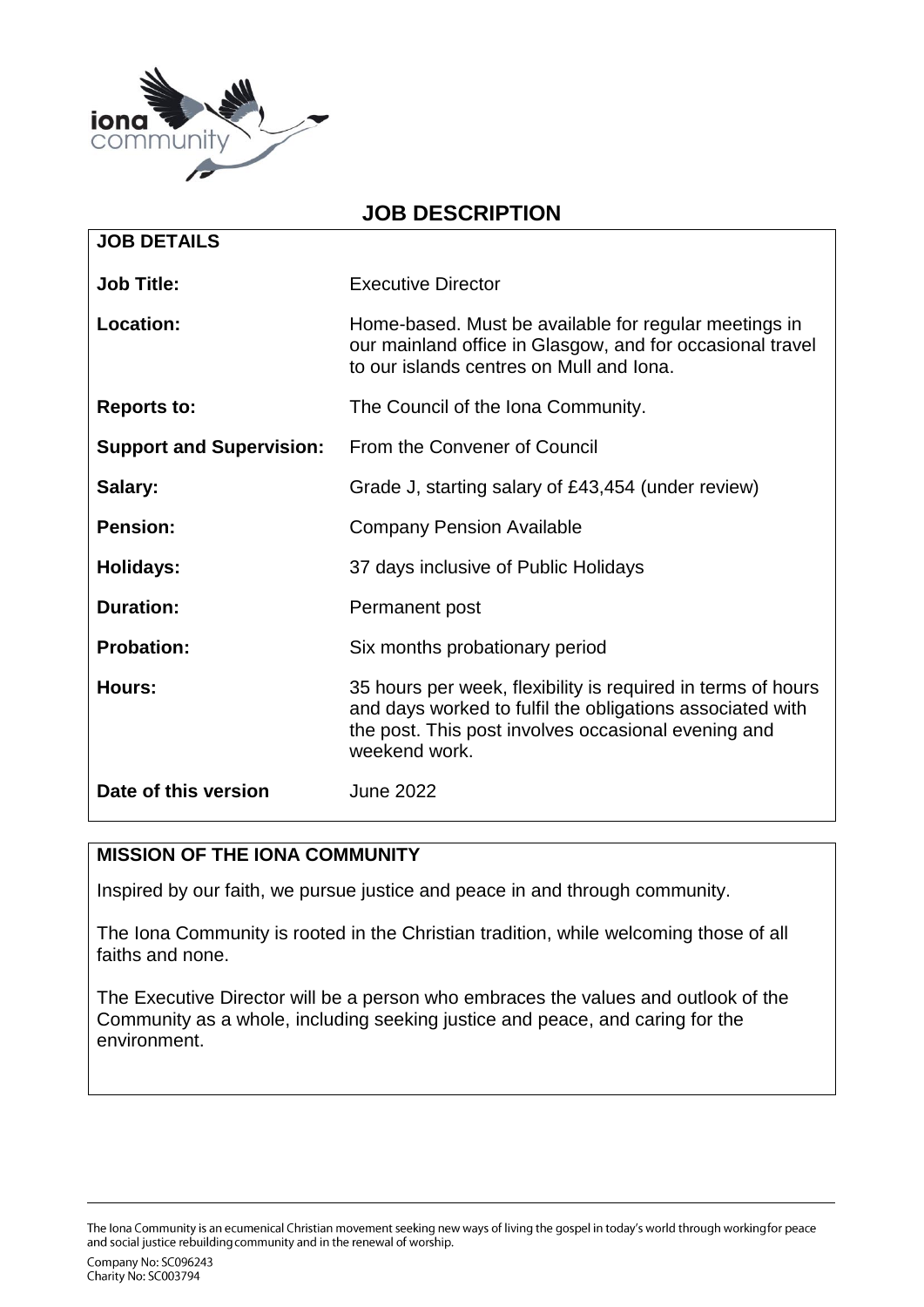# JOB DESCRIPTION

| JOB DETAILS | |
|---|---|
| **Job Title:** | Executive Director |
| **Location:** | Home-based. Must be available for regular meetings in our mainland office in Glasgow, and for occasional travel to our islands centres on Mull and Iona. |
| **Reports to:** | The Council of the Iona Community. |
| **Support and Supervision:** | From the Convener of Council |
| **Salary:** | Grade J, starting salary of £43,454 (under review) |
| **Pension:** | Company Pension Available |
| **Holidays:** | 37 days inclusive of Public Holidays |
| **Duration:** | Permanent post |
| **Probation:** | Six months probationary period |
| **Hours:** | 35 hours per week, flexibility is required in terms of hours and days worked to fulfil the obligations associated with the post. This post involves occasional evening and weekend work. |
| **Date of this version** | June 2022 |

## MISSION OF THE IONA COMMUNITY

Inspired by our faith, we pursue justice and peace in and through community.

The Iona Community is rooted in the Christian tradition, while welcoming those of all faiths and none.

The Executive Director will be a person who embraces the values and outlook of the Community as a whole, including seeking justice and peace, and caring for the environment.

The Iona Community is an ecumenical Christian movement seeking new ways of living the gospel in today's world through working for peace and social justice rebuilding community and in the renewal of worship.

Company No: SC096243
Charity No: SC003794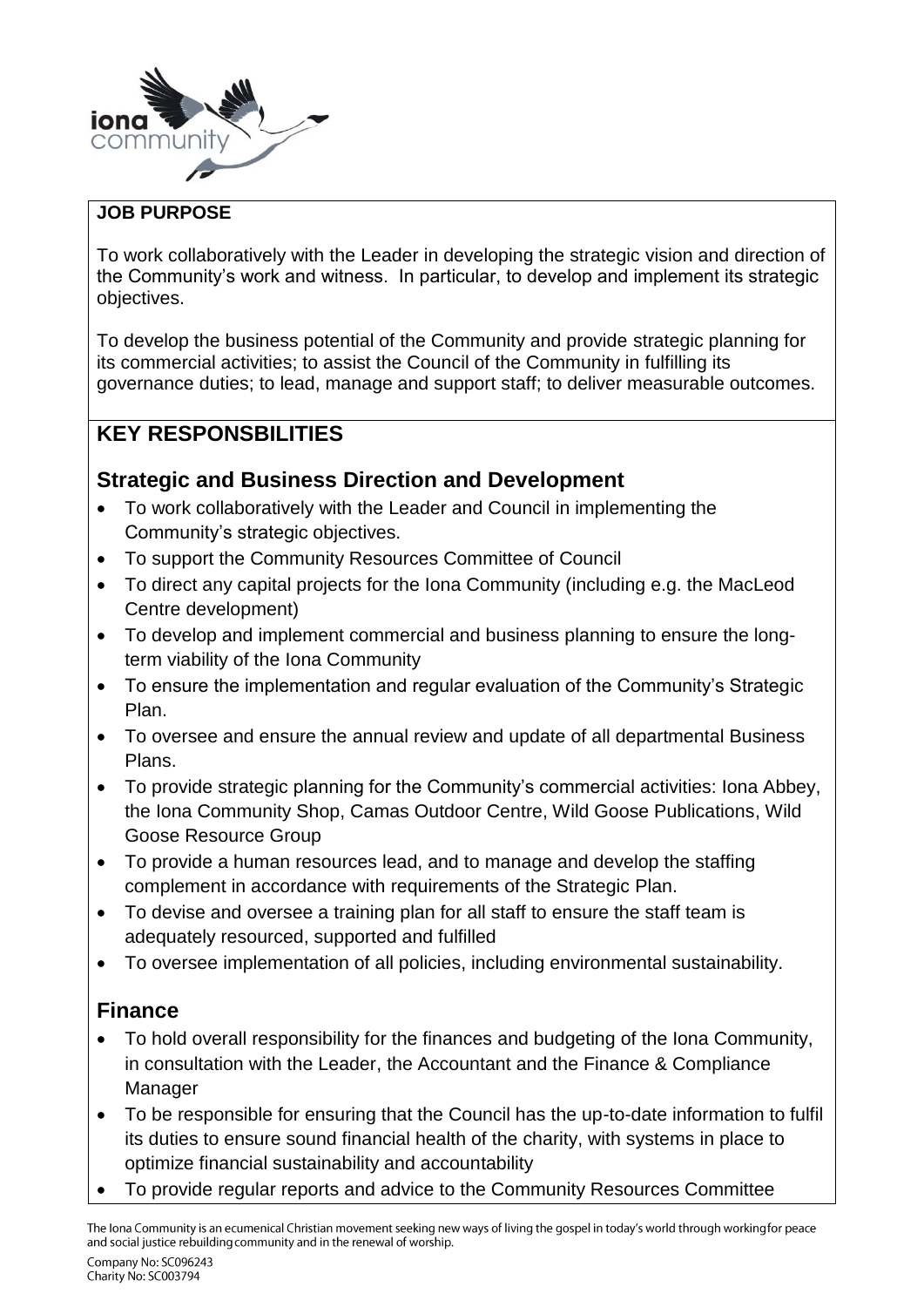## JOB PURPOSE

To work collaboratively with the Leader in developing the strategic vision and direction of the Community's work and witness. In particular, to develop and implement its strategic objectives.

To develop the business potential of the Community and provide strategic planning for its commercial activities; to assist the Council of the Community in fulfilling its governance duties; to lead, manage and support staff; to deliver measurable outcomes.

## KEY RESPONSBILITIES

### Strategic and Business Direction and Development

- To work collaboratively with the Leader and Council in implementing the Community's strategic objectives.
- To support the Community Resources Committee of Council
- To direct any capital projects for the Iona Community (including e.g. the MacLeod Centre development)
- To develop and implement commercial and business planning to ensure the long-term viability of the Iona Community
- To ensure the implementation and regular evaluation of the Community's Strategic Plan.
- To oversee and ensure the annual review and update of all departmental Business Plans.
- To provide strategic planning for the Community's commercial activities: Iona Abbey, the Iona Community Shop, Camas Outdoor Centre, Wild Goose Publications, Wild Goose Resource Group
- To provide a human resources lead, and to manage and develop the staffing complement in accordance with requirements of the Strategic Plan.
- To devise and oversee a training plan for all staff to ensure the staff team is adequately resourced, supported and fulfilled
- To oversee implementation of all policies, including environmental sustainability.

### Finance

- To hold overall responsibility for the finances and budgeting of the Iona Community, in consultation with the Leader, the Accountant and the Finance & Compliance Manager
- To be responsible for ensuring that the Council has the up-to-date information to fulfil its duties to ensure sound financial health of the charity, with systems in place to optimize financial sustainability and accountability
- To provide regular reports and advice to the Community Resources Committee

The Iona Community is an ecumenical Christian movement seeking new ways of living the gospel in today's world through working for peace and social justice rebuilding community and in the renewal of worship.

Company No: SC096243
Charity No: SC003794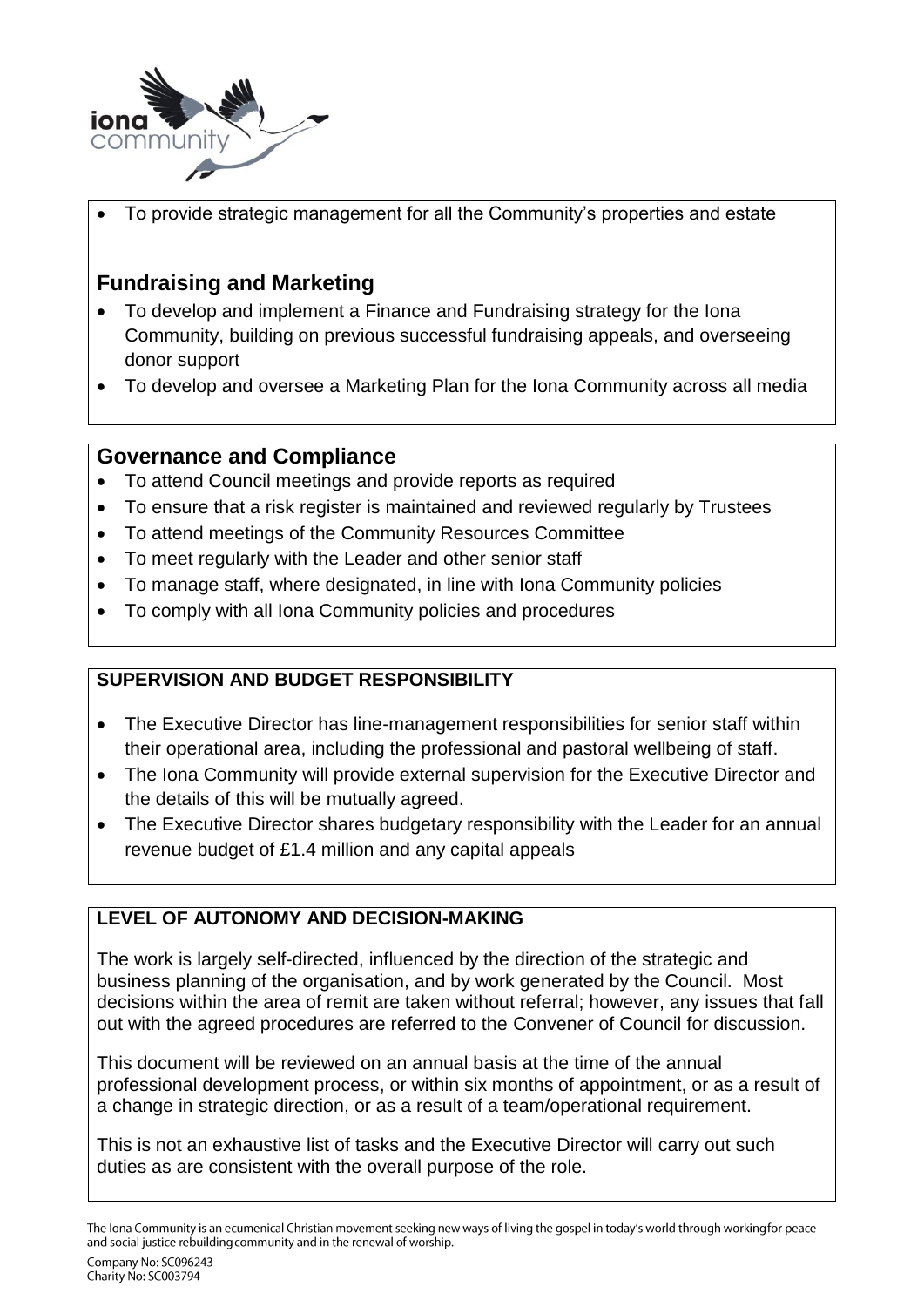- To provide strategic management for all the Community's properties and estate

## Fundraising and Marketing

- To develop and implement a Finance and Fundraising strategy for the Iona Community, building on previous successful fundraising appeals, and overseeing donor support
- To develop and oversee a Marketing Plan for the Iona Community across all media

## Governance and Compliance

- To attend Council meetings and provide reports as required
- To ensure that a risk register is maintained and reviewed regularly by Trustees
- To attend meetings of the Community Resources Committee
- To meet regularly with the Leader and other senior staff
- To manage staff, where designated, in line with Iona Community policies
- To comply with all Iona Community policies and procedures

## SUPERVISION AND BUDGET RESPONSIBILITY

- The Executive Director has line-management responsibilities for senior staff within their operational area, including the professional and pastoral wellbeing of staff.
- The Iona Community will provide external supervision for the Executive Director and the details of this will be mutually agreed.
- The Executive Director shares budgetary responsibility with the Leader for an annual revenue budget of £1.4 million and any capital appeals

## LEVEL OF AUTONOMY AND DECISION-MAKING

The work is largely self-directed, influenced by the direction of the strategic and business planning of the organisation, and by work generated by the Council. Most decisions within the area of remit are taken without referral; however, any issues that fall out with the agreed procedures are referred to the Convener of Council for discussion.

This document will be reviewed on an annual basis at the time of the annual professional development process, or within six months of appointment, or as a result of a change in strategic direction, or as a result of a team/operational requirement.

This is not an exhaustive list of tasks and the Executive Director will carry out such duties as are consistent with the overall purpose of the role.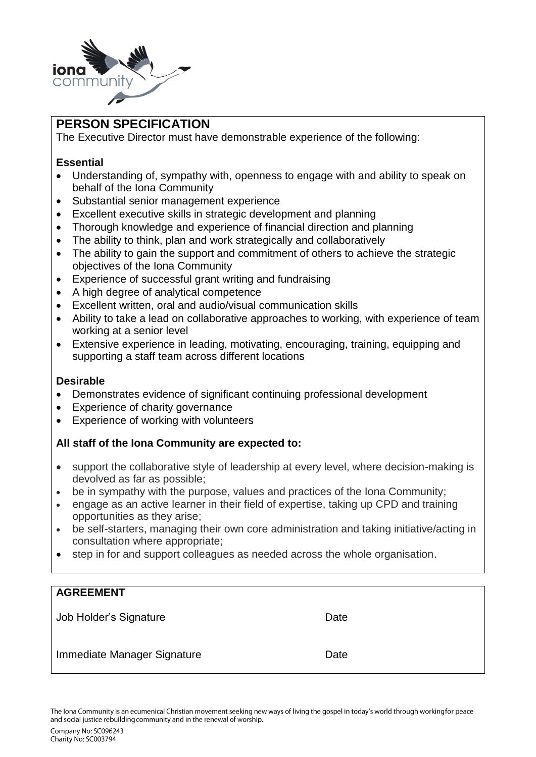## PERSON SPECIFICATION

The Executive Director must have demonstrable experience of the following:

### Essential

- Understanding of, sympathy with, openness to engage with and ability to speak on behalf of the Iona Community
- Substantial senior management experience
- Excellent executive skills in strategic development and planning
- Thorough knowledge and experience of financial direction and planning
- The ability to think, plan and work strategically and collaboratively
- The ability to gain the support and commitment of others to achieve the strategic objectives of the Iona Community
- Experience of successful grant writing and fundraising
- A high degree of analytical competence
- Excellent written, oral and audio/visual communication skills
- Ability to take a lead on collaborative approaches to working, with experience of team working at a senior level
- Extensive experience in leading, motivating, encouraging, training, equipping and supporting a staff team across different locations

### Desirable

- Demonstrates evidence of significant continuing professional development
- Experience of charity governance
- Experience of working with volunteers

### All staff of the Iona Community are expected to:

- support the collaborative style of leadership at every level, where decision-making is devolved as far as possible;
- be in sympathy with the purpose, values and practices of the Iona Community;
- engage as an active learner in their field of expertise, taking up CPD and training opportunities as they arise;
- be self-starters, managing their own core administration and taking initiative/acting in consultation where appropriate;
- step in for and support colleagues as needed across the whole organisation.

## AGREEMENT

| | |
|---|---|
| Job Holder's Signature | Date |
| Immediate Manager Signature | Date |

The Iona Community is an ecumenical Christian movement seeking new ways of living the gospel in today's world through working for peace and social justice rebuilding community and in the renewal of worship.

Company No: SC096243
Charity No: SC003794